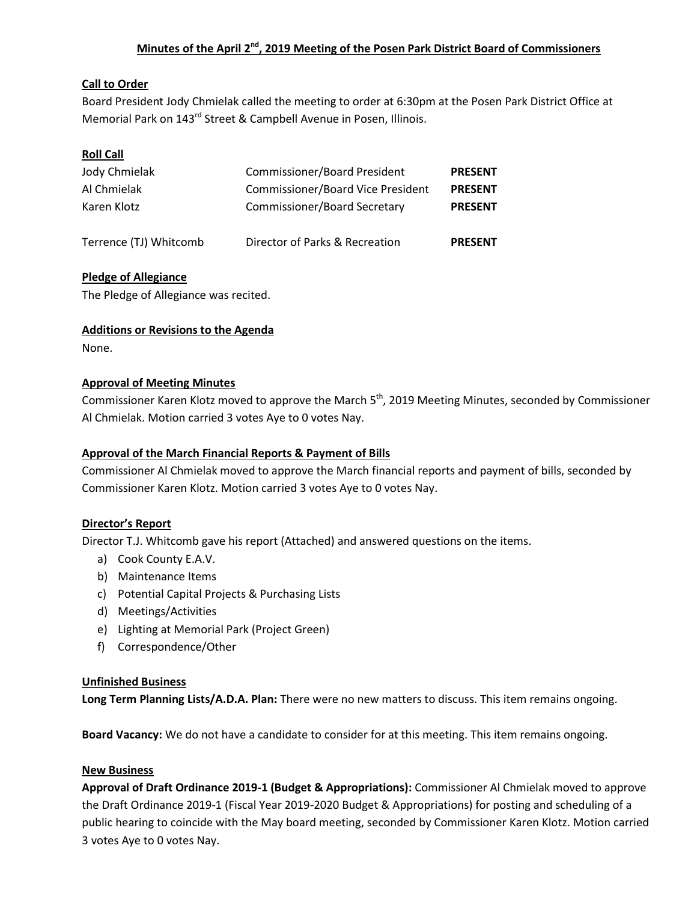# Minutes of the April 2nd, 2019 Meeting of the Posen Park District Board of Commissioners

## Call to Order

Board President Jody Chmielak called the meeting to order at 6:30pm at the Posen Park District Office at Memorial Park on 143rd Street & Campbell Avenue in Posen, Illinois.

## Roll Call

| | | |
|---|---|---|
| Jody Chmielak | Commissioner/Board President | **PRESENT** |
| Al Chmielak | Commissioner/Board Vice President | **PRESENT** |
| Karen Klotz | Commissioner/Board Secretary | **PRESENT** |
| Terrence (TJ) Whitcomb | Director of Parks & Recreation | **PRESENT** |

## Pledge of Allegiance

The Pledge of Allegiance was recited.

## Additions or Revisions to the Agenda

None.

## Approval of Meeting Minutes

Commissioner Karen Klotz moved to approve the March 5th, 2019 Meeting Minutes, seconded by Commissioner Al Chmielak. Motion carried 3 votes Aye to 0 votes Nay.

## Approval of the March Financial Reports & Payment of Bills

Commissioner Al Chmielak moved to approve the March financial reports and payment of bills, seconded by Commissioner Karen Klotz. Motion carried 3 votes Aye to 0 votes Nay.

## Director's Report

Director T.J. Whitcomb gave his report (Attached) and answered questions on the items.

a) Cook County E.A.V.
b) Maintenance Items
c) Potential Capital Projects & Purchasing Lists
d) Meetings/Activities
e) Lighting at Memorial Park (Project Green)
f) Correspondence/Other

## Unfinished Business

**Long Term Planning Lists/A.D.A. Plan:** There were no new matters to discuss. This item remains ongoing.

**Board Vacancy:** We do not have a candidate to consider for at this meeting. This item remains ongoing.

## New Business

**Approval of Draft Ordinance 2019-1 (Budget & Appropriations):** Commissioner Al Chmielak moved to approve the Draft Ordinance 2019-1 (Fiscal Year 2019-2020 Budget & Appropriations) for posting and scheduling of a public hearing to coincide with the May board meeting, seconded by Commissioner Karen Klotz. Motion carried 3 votes Aye to 0 votes Nay.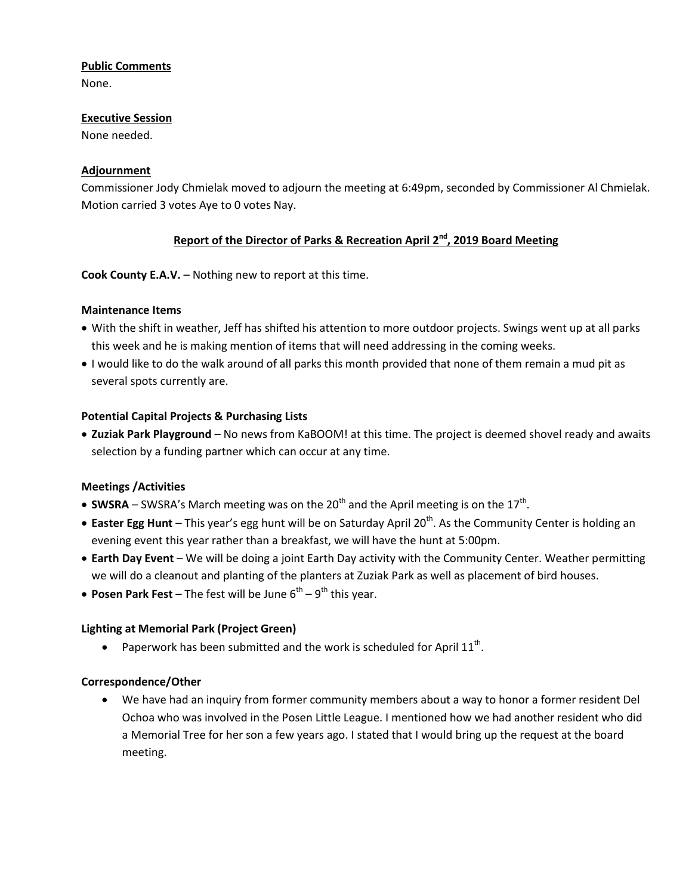**Public Comments**
None.

**Executive Session**
None needed.

**Adjournment**
Commissioner Jody Chmielak moved to adjourn the meeting at 6:49pm, seconded by Commissioner Al Chmielak. Motion carried 3 votes Aye to 0 votes Nay.

## Report of the Director of Parks & Recreation April 2nd, 2019 Board Meeting

**Cook County E.A.V.** – Nothing new to report at this time.

**Maintenance Items**
- With the shift in weather, Jeff has shifted his attention to more outdoor projects. Swings went up at all parks this week and he is making mention of items that will need addressing in the coming weeks.
- I would like to do the walk around of all parks this month provided that none of them remain a mud pit as several spots currently are.

**Potential Capital Projects & Purchasing Lists**
- **Zuziak Park Playground** – No news from KaBOOM! at this time. The project is deemed shovel ready and awaits selection by a funding partner which can occur at any time.

**Meetings /Activities**
- **SWSRA** – SWSRA's March meeting was on the 20th and the April meeting is on the 17th.
- **Easter Egg Hunt** – This year's egg hunt will be on Saturday April 20th. As the Community Center is holding an evening event this year rather than a breakfast, we will have the hunt at 5:00pm.
- **Earth Day Event** – We will be doing a joint Earth Day activity with the Community Center. Weather permitting we will do a cleanout and planting of the planters at Zuziak Park as well as placement of bird houses.
- **Posen Park Fest** – The fest will be June 6th – 9th this year.

**Lighting at Memorial Park (Project Green)**
- Paperwork has been submitted and the work is scheduled for April 11th.

**Correspondence/Other**
- We have had an inquiry from former community members about a way to honor a former resident Del Ochoa who was involved in the Posen Little League. I mentioned how we had another resident who did a Memorial Tree for her son a few years ago. I stated that I would bring up the request at the board meeting.